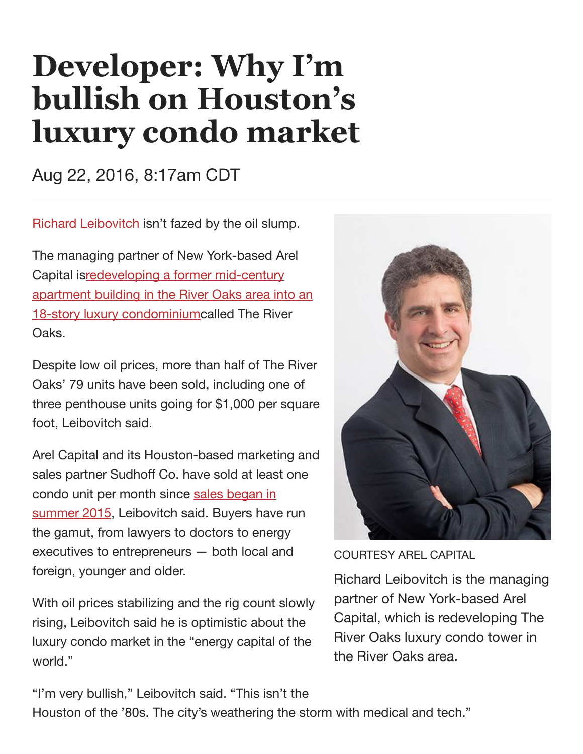# Developer: Why I'm bullish on Houston's luxury condo market

Aug 22, 2016, 8:17am CDT

Richard Leibovitch isn't fazed by the oil slump.

The managing partner of New York-based Arel Capital isredeveloping a former mid-century apartment building in the River Oaks area into an 18-story luxury condominiumcalled The River Oaks.

Despite low oil prices, more than half of The River Oaks' 79 units have been sold, including one of three penthouse units going for $1,000 per square foot, Leibovitch said.

Arel Capital and its Houston-based marketing and sales partner Sudhoff Co. have sold at least one condo unit per month since sales began in summer 2015, Leibovitch said. Buyers have run the gamut, from lawyers to doctors to energy executives to entrepreneurs — both local and foreign, younger and older.

With oil prices stabilizing and the rig count slowly rising, Leibovitch said he is optimistic about the luxury condo market in the "energy capital of the world."

COURTESY AREL CAPITAL

Richard Leibovitch is the managing partner of New York-based Arel Capital, which is redeveloping The River Oaks luxury condo tower in the River Oaks area.

"I'm very bullish," Leibovitch said. "This isn't the Houston of the '80s. The city's weathering the storm with medical and tech."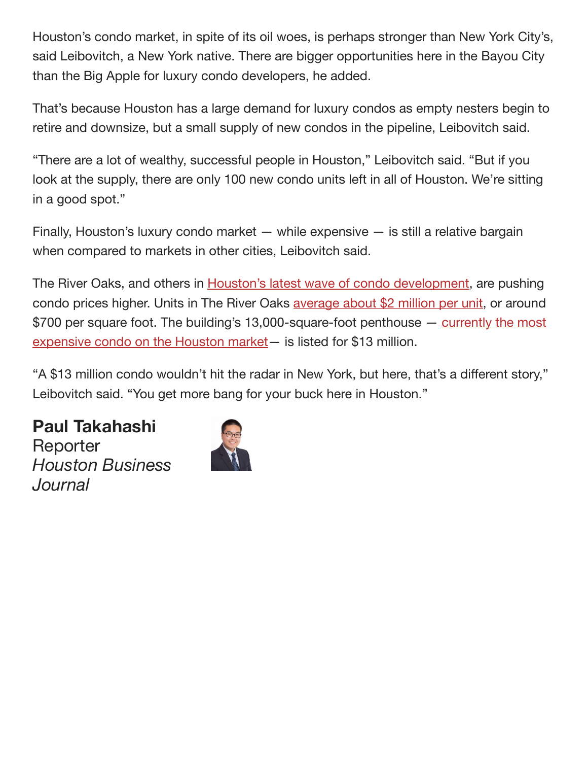Houston's condo market, in spite of its oil woes, is perhaps stronger than New York City's, said Leibovitch, a New York native. There are bigger opportunities here in the Bayou City than the Big Apple for luxury condo developers, he added.

That's because Houston has a large demand for luxury condos as empty nesters begin to retire and downsize, but a small supply of new condos in the pipeline, Leibovitch said.

"There are a lot of wealthy, successful people in Houston," Leibovitch said. "But if you look at the supply, there are only 100 new condo units left in all of Houston. We're sitting in a good spot."

Finally, Houston's luxury condo market — while expensive — is still a relative bargain when compared to markets in other cities, Leibovitch said.

The River Oaks, and others in Houston's latest wave of condo development, are pushing condo prices higher. Units in The River Oaks average about $2 million per unit, or around $700 per square foot. The building's 13,000-square-foot penthouse — currently the most expensive condo on the Houston market— is listed for $13 million.

"A $13 million condo wouldn't hit the radar in New York, but here, that's a different story," Leibovitch said. "You get more bang for your buck here in Houston."

**Paul Takahashi**
Reporter
*Houston Business Journal*